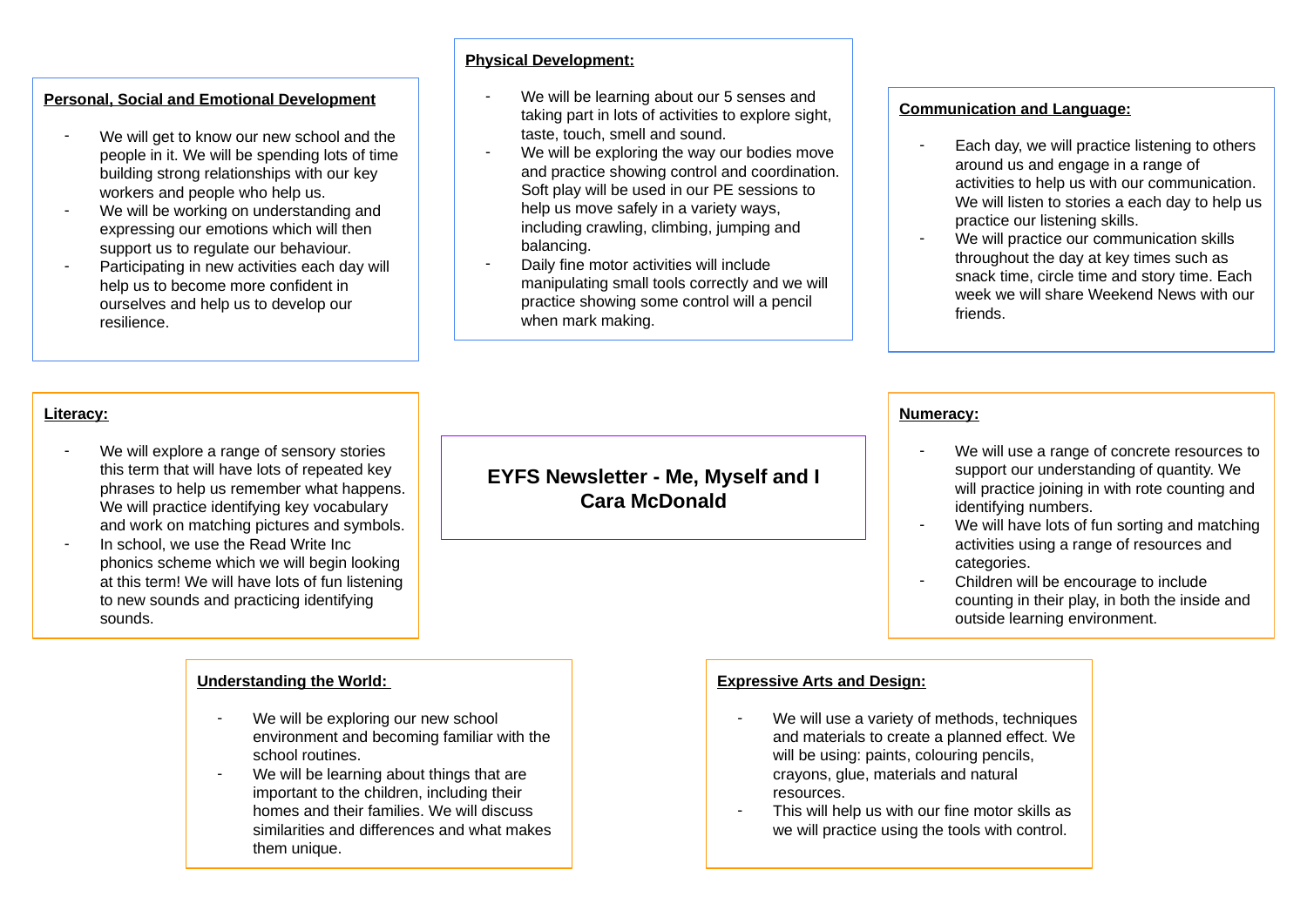# EYFS Newsletter - Me, Myself and I
## Cara McDonald

### Personal, Social and Emotional Development

- We will get to know our new school and the people in it. We will be spending lots of time building strong relationships with our key workers and people who help us.
- We will be working on understanding and expressing our emotions which will then support us to regulate our behaviour.
- Participating in new activities each day will help us to become more confident in ourselves and help us to develop our resilience.

### Physical Development:

- We will be learning about our 5 senses and taking part in lots of activities to explore sight, taste, touch, smell and sound.
- We will be exploring the way our bodies move and practice showing control and coordination. Soft play will be used in our PE sessions to help us move safely in a variety ways, including crawling, climbing, jumping and balancing.
- Daily fine motor activities will include manipulating small tools correctly and we will practice showing some control will a pencil when mark making.

### Communication and Language:

- Each day, we will practice listening to others around us and engage in a range of activities to help us with our communication. We will listen to stories a each day to help us practice our listening skills.
- We will practice our communication skills throughout the day at key times such as snack time, circle time and story time. Each week we will share Weekend News with our friends.

### Literacy:

- We will explore a range of sensory stories this term that will have lots of repeated key phrases to help us remember what happens. We will practice identifying key vocabulary and work on matching pictures and symbols.
- In school, we use the Read Write Inc phonics scheme which we will begin looking at this term! We will have lots of fun listening to new sounds and practicing identifying sounds.

### Numeracy:

- We will use a range of concrete resources to support our understanding of quantity. We will practice joining in with rote counting and identifying numbers.
- We will have lots of fun sorting and matching activities using a range of resources and categories.
- Children will be encourage to include counting in their play, in both the inside and outside learning environment.

### Understanding the World:

- We will be exploring our new school environment and becoming familiar with the school routines.
- We will be learning about things that are important to the children, including their homes and their families. We will discuss similarities and differences and what makes them unique.

### Expressive Arts and Design:

- We will use a variety of methods, techniques and materials to create a planned effect. We will be using: paints, colouring pencils, crayons, glue, materials and natural resources.
- This will help us with our fine motor skills as we will practice using the tools with control.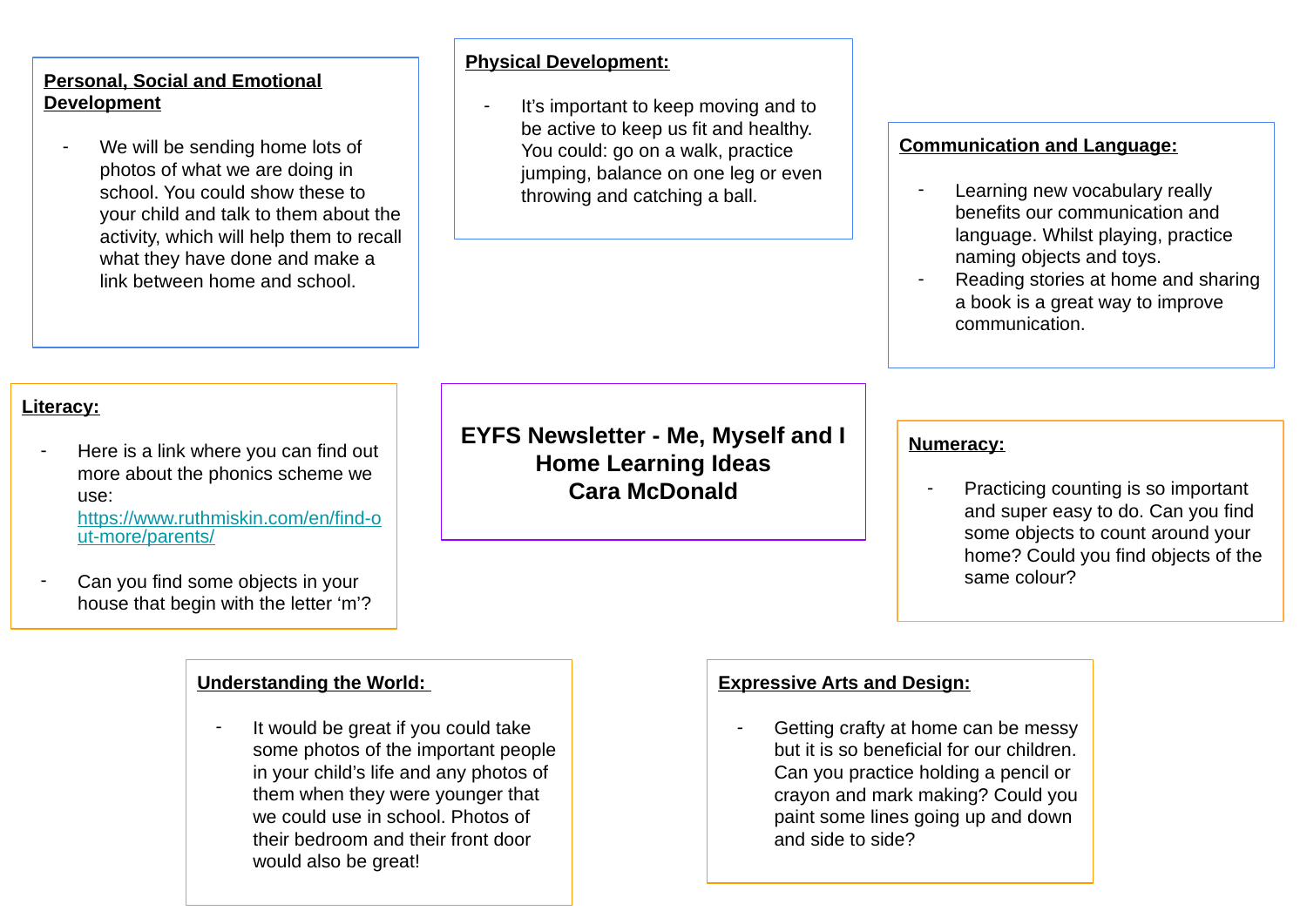# EYFS Newsletter - Me, Myself and I
# Home Learning Ideas
# Cara McDonald

## Personal, Social and Emotional Development

- We will be sending home lots of photos of what we are doing in school. You could show these to your child and talk to them about the activity, which will help them to recall what they have done and make a link between home and school.

## Physical Development:

- It's important to keep moving and to be active to keep us fit and healthy. You could: go on a walk, practice jumping, balance on one leg or even throwing and catching a ball.

## Communication and Language:

- Learning new vocabulary really benefits our communication and language. Whilst playing, practice naming objects and toys.
- Reading stories at home and sharing a book is a great way to improve communication.

## Literacy:

- Here is a link where you can find out more about the phonics scheme we use: https://www.ruthmiskin.com/en/find-out-more/parents/
- Can you find some objects in your house that begin with the letter 'm'?

## Numeracy:

- Practicing counting is so important and super easy to do. Can you find some objects to count around your home? Could you find objects of the same colour?

## Understanding the World:

- It would be great if you could take some photos of the important people in your child's life and any photos of them when they were younger that we could use in school. Photos of their bedroom and their front door would also be great!

## Expressive Arts and Design:

- Getting crafty at home can be messy but it is so beneficial for our children. Can you practice holding a pencil or crayon and mark making? Could you paint some lines going up and down and side to side?